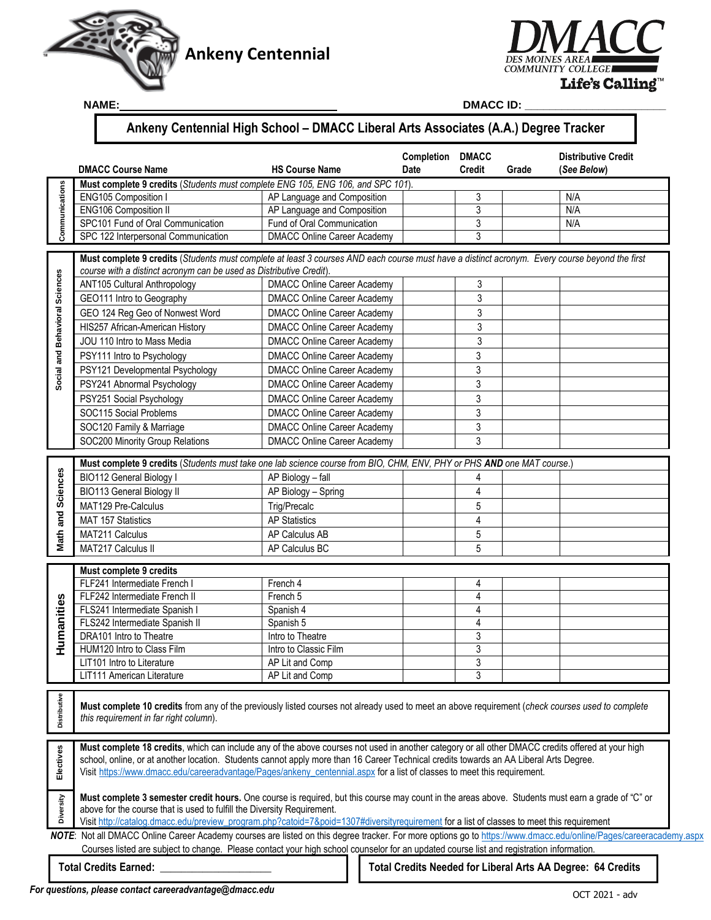Ankeny Centennial

DMACC
DES MOINES AREA COMMUNITY COLLEGE
Life's Calling™

**NAME:** ________________________________ **DMACC ID:** ______________________

## Ankeny Centennial High School – DMACC Liberal Arts Associates (A.A.) Degree Tracker

| | DMACC Course Name | HS Course Name | Completion Date | DMACC Credit | Grade | Distributive Credit (*See Below*) |
|---|---|---|---|---|---|---|
| **Communications** | **Must complete 9 credits** (*Students must complete ENG 105, ENG 106, and SPC 101*). | | | | | |
| | ENG105 Composition I | AP Language and Composition | | 3 | | N/A |
| | ENG106 Composition II | AP Language and Composition | | 3 | | N/A |
| | SPC101 Fund of Oral Communication | Fund of Oral Communication | | 3 | | N/A |
| | SPC 122 Interpersonal Communication | DMACC Online Career Academy | | 3 | | |
| **Social and Behavioral Sciences** | **Must complete 9 credits** (*Students must complete at least 3 courses AND each course must have a distinct acronym. Every course beyond the first course with a distinct acronym can be used as Distributive Credit*). | | | | | |
| | ANT105 Cultural Anthropology | DMACC Online Career Academy | | 3 | | |
| | GEO111 Intro to Geography | DMACC Online Career Academy | | 3 | | |
| | GEO 124 Reg Geo of Nonwest Word | DMACC Online Career Academy | | 3 | | |
| | HIS257 African-American History | DMACC Online Career Academy | | 3 | | |
| | JOU 110 Intro to Mass Media | DMACC Online Career Academy | | 3 | | |
| | PSY111 Intro to Psychology | DMACC Online Career Academy | | 3 | | |
| | PSY121 Developmental Psychology | DMACC Online Career Academy | | 3 | | |
| | PSY241 Abnormal Psychology | DMACC Online Career Academy | | 3 | | |
| | PSY251 Social Psychology | DMACC Online Career Academy | | 3 | | |
| | SOC115 Social Problems | DMACC Online Career Academy | | 3 | | |
| | SOC120 Family & Marriage | DMACC Online Career Academy | | 3 | | |
| | SOC200 Minority Group Relations | DMACC Online Career Academy | | 3 | | |
| **Math and Sciences** | **Must complete 9 credits** (*Students must take one lab science course from BIO, CHM, ENV, PHY or PHS* ***AND*** *one MAT course.*) | | | | | |
| | BIO112 General Biology I | AP Biology – fall | | 4 | | |
| | BIO113 General Biology II | AP Biology – Spring | | 4 | | |
| | MAT129 Pre-Calculus | Trig/Precalc | | 5 | | |
| | MAT 157 Statistics | AP Statistics | | 4 | | |
| | MAT211 Calculus | AP Calculus AB | | 5 | | |
| | MAT217 Calculus II | AP Calculus BC | | 5 | | |
| **Humanities** | **Must complete 9 credits** | | | | | |
| | FLF241 Intermediate French I | French 4 | | 4 | | |
| | FLF242 Intermediate French II | French 5 | | 4 | | |
| | FLS241 Intermediate Spanish I | Spanish 4 | | 4 | | |
| | FLS242 Intermediate Spanish II | Spanish 5 | | 4 | | |
| | DRA101 Intro to Theatre | Intro to Theatre | | 3 | | |
| | HUM120 Intro to Class Film | Intro to Classic Film | | 3 | | |
| | LIT101 Intro to Literature | AP Lit and Comp | | 3 | | |
| | LIT111 American Literature | AP Lit and Comp | | 3 | | |

**Distributive:** **Must complete 10 credits** from any of the previously listed courses not already used to meet an above requirement (*check courses used to complete this requirement in far right column*).

**Electives:** **Must complete 18 credits**, which can include any of the above courses not used in another category or all other DMACC credits offered at your high school, online, or at another location. Students cannot apply more than 16 Career Technical credits towards an AA Liberal Arts Degree. Visit https://www.dmacc.edu/careeradvantage/Pages/ankeny_centennial.aspx for a list of classes to meet this requirement.

**Diversity:** **Must complete 3 semester credit hours.** One course is required, but this course may count in the areas above. Students must earn a grade of "C" or above for the course that is used to fulfill the Diversity Requirement. Visit http://catalog.dmacc.edu/preview_program.php?catoid=7&poid=1307#diversityrequirement for a list of classes to meet this requirement

***NOTE***: Not all DMACC Online Career Academy courses are listed on this degree tracker. For more options go to https://www.dmacc.edu/online/Pages/careeracademy.aspx Courses listed are subject to change. Please contact your high school counselor for an updated course list and registration information.

**Total Credits Earned:** ____________________

**Total Credits Needed for Liberal Arts AA Degree: 64 Credits**

***For questions, please contact careeradvantage@dmacc.edu***

OCT 2021 - adv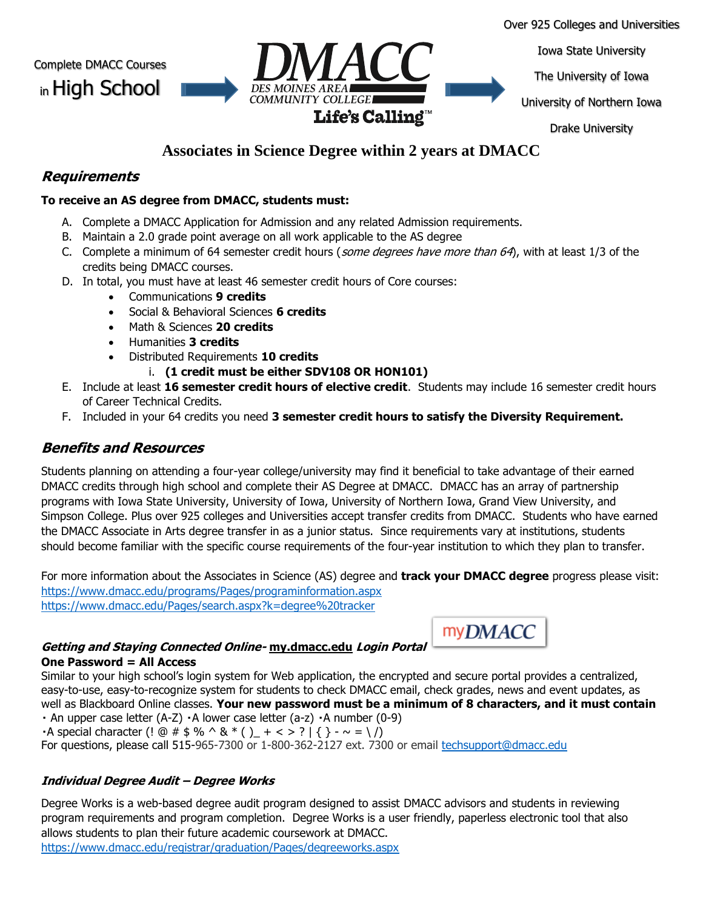Complete DMACC Courses in High School → DMACC DES MOINES AREA COMMUNITY COLLEGE Life's Calling™ →

Over 925 Colleges and Universities

Iowa State University

The University of Iowa

University of Northern Iowa

Drake University

# Associates in Science Degree within 2 years at DMACC

## *Requirements*

**To receive an AS degree from DMACC, students must:**

A. Complete a DMACC Application for Admission and any related Admission requirements.
B. Maintain a 2.0 grade point average on all work applicable to the AS degree
C. Complete a minimum of 64 semester credit hours (*some degrees have more than 64*), with at least 1/3 of the credits being DMACC courses.
D. In total, you must have at least 46 semester credit hours of Core courses:
   - Communications **9 credits**
   - Social & Behavioral Sciences **6 credits**
   - Math & Sciences **20 credits**
   - Humanities **3 credits**
   - Distributed Requirements **10 credits**
      i. **(1 credit must be either SDV108 OR HON101)**
E. Include at least **16 semester credit hours of elective credit**. Students may include 16 semester credit hours of Career Technical Credits.
F. Included in your 64 credits you need **3 semester credit hours to satisfy the Diversity Requirement.**

## *Benefits and Resources*

Students planning on attending a four-year college/university may find it beneficial to take advantage of their earned DMACC credits through high school and complete their AS Degree at DMACC. DMACC has an array of partnership programs with Iowa State University, University of Iowa, University of Northern Iowa, Grand View University, and Simpson College. Plus over 925 colleges and Universities accept transfer credits from DMACC. Students who have earned the DMACC Associate in Arts degree transfer in as a junior status. Since requirements vary at institutions, students should become familiar with the specific course requirements of the four-year institution to which they plan to transfer.

For more information about the Associates in Science (AS) degree and **track your DMACC degree** progress please visit:
https://www.dmacc.edu/programs/Pages/programinformation.aspx
https://www.dmacc.edu/Pages/search.aspx?k=degree%20tracker

### *Getting and Staying Connected Online-* my.dmacc.edu *Login Portal*

myDMACC

**One Password = All Access**

Similar to your high school's login system for Web application, the encrypted and secure portal provides a centralized, easy-to-use, easy-to-recognize system for students to check DMACC email, check grades, news and event updates, as well as Blackboard Online classes. **Your new password must be a minimum of 8 characters, and it must contain**
· An upper case letter (A-Z) ·A lower case letter (a-z) ·A number (0-9)
·A special character (! @ # $ % ^ & * ( )_ + < > ? | { } - ~ = \ /)
For questions, please call 515-965-7300 or 1-800-362-2127 ext. 7300 or email techsupport@dmacc.edu

### *Individual Degree Audit – Degree Works*

Degree Works is a web-based degree audit program designed to assist DMACC advisors and students in reviewing program requirements and program completion. Degree Works is a user friendly, paperless electronic tool that also allows students to plan their future academic coursework at DMACC.
https://www.dmacc.edu/registrar/graduation/Pages/degreeworks.aspx